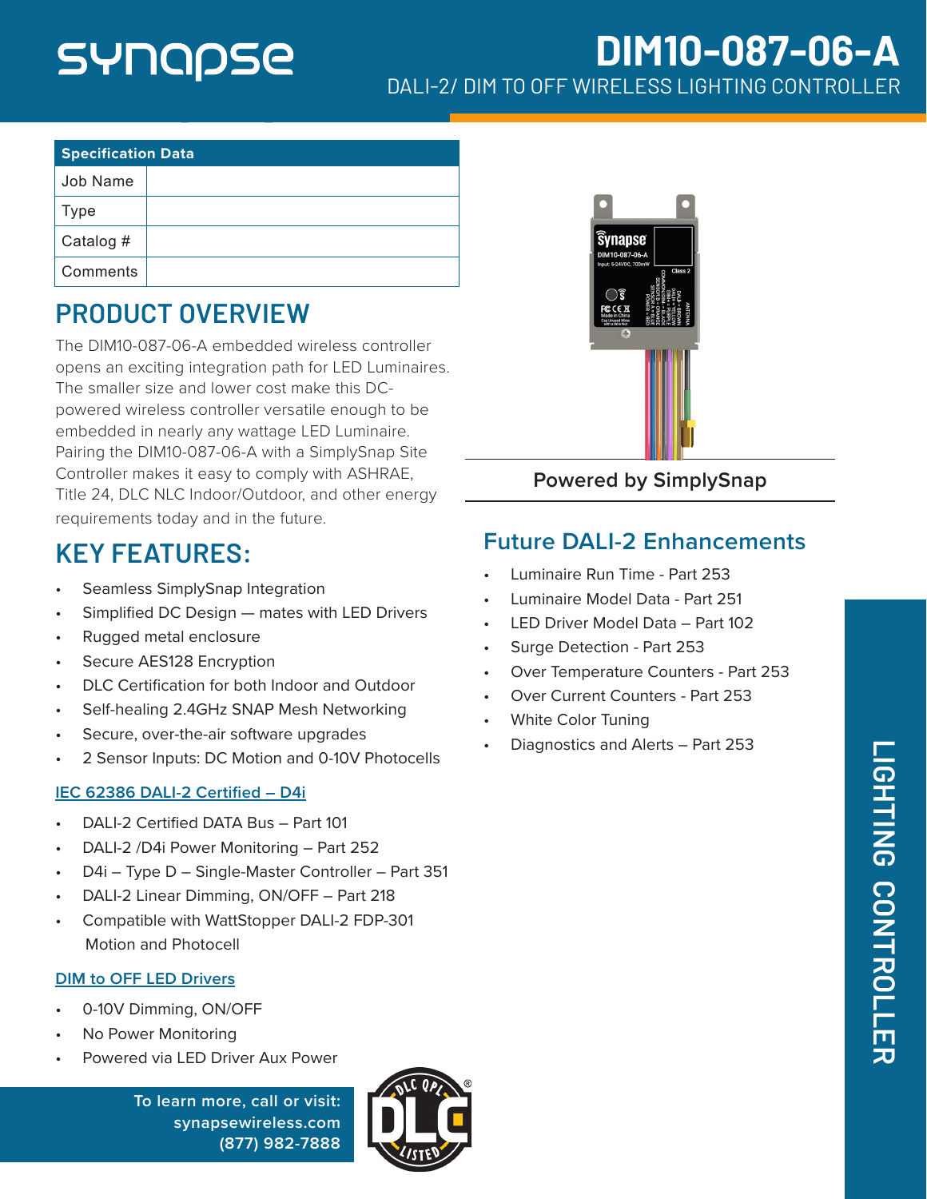# synapse

## DIM10-087-06-A

DALI-2/ DIM TO OFF WIRELESS LIGHTING CONTROLLER

| Specification Data | |
|---|---|
| Job Name | |
| Type | |
| Catalog # | |
| Comments | |

## PRODUCT OVERVIEW

The DIM10-087-06-A embedded wireless controller opens an exciting integration path for LED Luminaires. The smaller size and lower cost make this DC-powered wireless controller versatile enough to be embedded in nearly any wattage LED Luminaire. Pairing the DIM10-087-06-A with a SimplySnap Site Controller makes it easy to comply with ASHRAE, Title 24, DLC NLC Indoor/Outdoor, and other energy requirements today and in the future.

## KEY FEATURES:

- Seamless SimplySnap Integration
- Simplified DC Design — mates with LED Drivers
- Rugged metal enclosure
- Secure AES128 Encryption
- DLC Certification for both Indoor and Outdoor
- Self-healing 2.4GHz SNAP Mesh Networking
- Secure, over-the-air software upgrades
- 2 Sensor Inputs: DC Motion and 0-10V Photocells

### IEC 62386 DALI-2 Certified – D4i

- DALI-2 Certified DATA Bus – Part 101
- DALI-2 /D4i Power Monitoring – Part 252
- D4i – Type D – Single-Master Controller – Part 351
- DALI-2 Linear Dimming, ON/OFF – Part 218
- Compatible with WattStopper DALI-2 FDP-301 Motion and Photocell

### DIM to OFF LED Drivers

- 0-10V Dimming, ON/OFF
- No Power Monitoring
- Powered via LED Driver Aux Power

Powered by SimplySnap

## Future DALI-2 Enhancements

- Luminaire Run Time - Part 253
- Luminaire Model Data - Part 251
- LED Driver Model Data – Part 102
- Surge Detection - Part 253
- Over Temperature Counters - Part 253
- Over Current Counters - Part 253
- White Color Tuning
- Diagnostics and Alerts – Part 253

LIGHTING CONTROLLER

To learn more, call or visit:
synapsewireless.com
(877) 982-7888

DLC QPL LISTED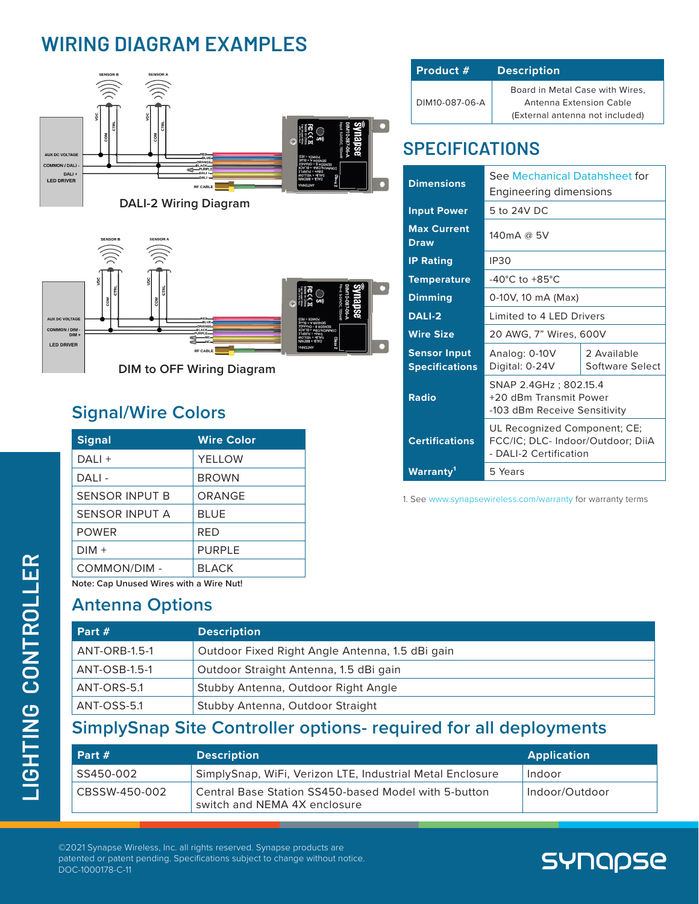# WIRING DIAGRAM EXAMPLES

SENSOR B
SENSOR A
VDC
COM
CTRL
VDC
COM
CTRL
AUX DC VOLTAGE
COMMON / DALI -
DALI +
LED DRIVER
RED
BLUE
ORANGE
BLACK
PURPLE
DALI
DALI
RF CABLE

DALI-2 Wiring Diagram

SENSOR B
SENSOR A
VDC
COM
CTRL
VDC
COM
CTRL
AUX DC VOLTAGE
COMMON / DIM -
DIM +
LED DRIVER
RED
BLUE
ORANGE
BLACK
PURPLE
NC
NC
RF CABLE

DIM to OFF Wiring Diagram

## Signal/Wire Colors

| Signal | Wire Color |
|---|---|
| DALI + | YELLOW |
| DALI - | BROWN |
| SENSOR INPUT B | ORANGE |
| SENSOR INPUT A | BLUE |
| POWER | RED |
| DIM + | PURPLE |
| COMMON/DIM - | BLACK |

**Note: Cap Unused Wires with a Wire Nut!**

| Product # | Description |
|---|---|
| DIM10-087-06-A | Board in Metal Case with Wires, Antenna Extension Cable (External antenna not included) |

# SPECIFICATIONS

| | | |
|---|---|---|
| **Dimensions** | See Mechanical Datahsheet for Engineering dimensions | |
| **Input Power** | 5 to 24V DC | |
| **Max Current Draw** | 140mA @ 5V | |
| **IP Rating** | IP30 | |
| **Temperature** | -40°C to +85°C | |
| **Dimming** | 0-10V, 10 mA (Max) | |
| **DALI-2** | Limited to 4 LED Drivers | |
| **Wire Size** | 20 AWG, 7" Wires, 600V | |
| **Sensor Input Specifications** | Analog: 0-10V Digital: 0-24V | 2 Available Software Select |
| **Radio** | SNAP 2.4GHz ; 802.15.4 +20 dBm Transmit Power -103 dBm Receive Sensitivity | |
| **Certifications** | UL Recognized Component; CE; FCC/IC; DLC- Indoor/Outdoor; DiiA - DALI-2 Certification | |
| **Warranty**[1] | 5 Years | |

1. See www.synapsewireless.com/warranty for warranty terms

## Antenna Options

| Part # | Description |
|---|---|
| ANT-ORB-1.5-1 | Outdoor Fixed Right Angle Antenna, 1.5 dBi gain |
| ANT-OSB-1.5-1 | Outdoor Straight Antenna, 1.5 dBi gain |
| ANT-ORS-5.1 | Stubby Antenna, Outdoor Right Angle |
| ANT-OSS-5.1 | Stubby Antenna, Outdoor Straight |

## SimplySnap Site Controller options- required for all deployments

| Part # | Description | Application |
|---|---|---|
| SS450-002 | SimplySnap, WiFi, Verizon LTE, Industrial Metal Enclosure | Indoor |
| CBSSW-450-002 | Central Base Station SS450-based Model with 5-button switch and NEMA 4X enclosure | Indoor/Outdoor |

©2021 Synapse Wireless, Inc. all rights reserved. Synapse products are patented or patent pending. Specifications subject to change without notice.
DOC-1000178-C-11